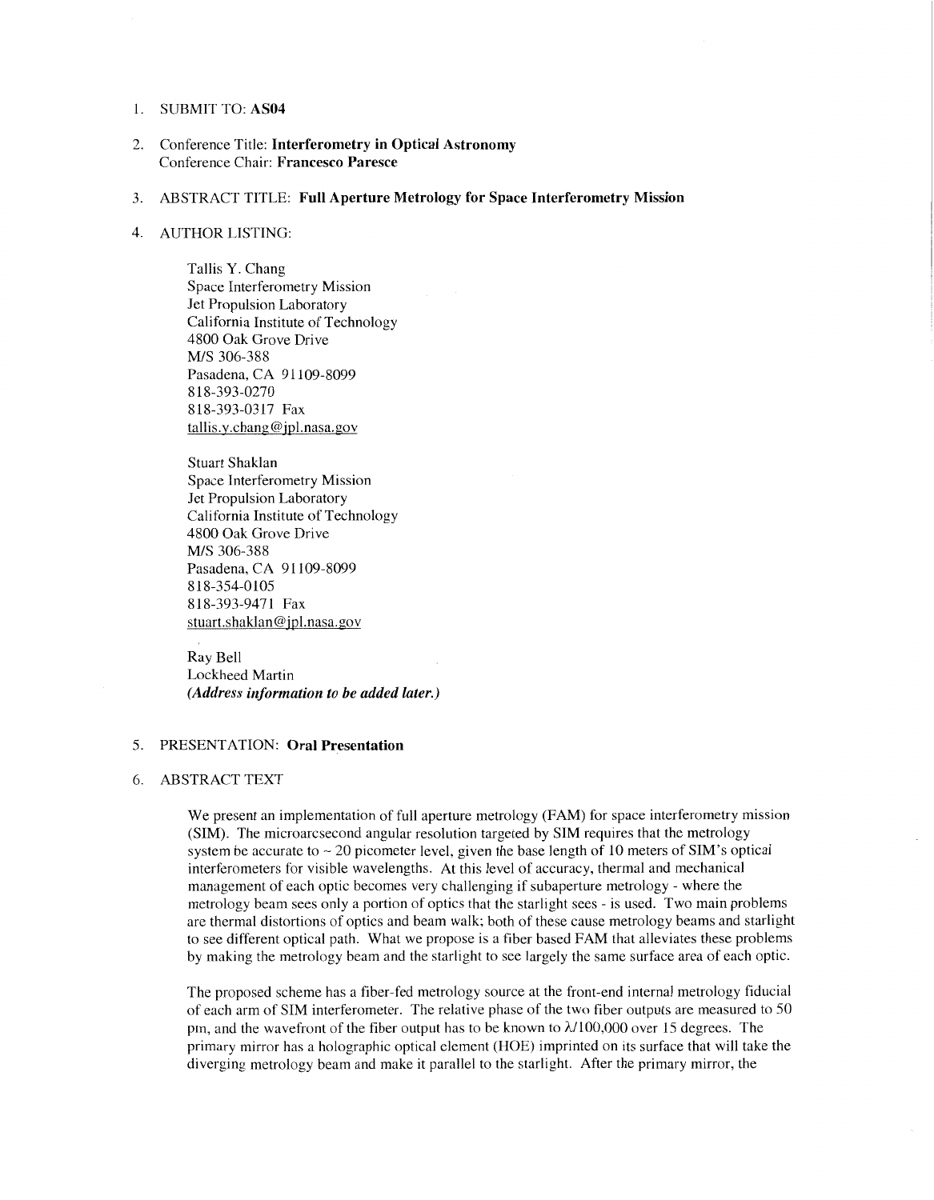1. SUBMIT TO: **AS04**

2. Conference Title: **Interferometry in Optical Astronomy**
   Conference Chair: **Francesco Paresce**

3. ABSTRACT TITLE: **Full Aperture Metrology for Space Interferometry Mission**

4. AUTHOR LISTING:

   Tallis Y. Chang
   Space Interferometry Mission
   Jet Propulsion Laboratory
   California Institute of Technology
   4800 Oak Grove Drive
   M/S 306-388
   Pasadena, CA 91109-8099
   818-393-0270
   818-393-0317 Fax
   tallis.y.chang@jpl.nasa.gov

   Stuart Shaklan
   Space Interferometry Mission
   Jet Propulsion Laboratory
   California Institute of Technology
   4800 Oak Grove Drive
   M/S 306-388
   Pasadena, CA 91109-8099
   818-354-0105
   818-393-9471 Fax
   stuart.shaklan@jpl.nasa.gov

   Ray Bell
   Lockheed Martin
   ***(Address information to be added later.)***

5. PRESENTATION: **Oral Presentation**

6. ABSTRACT TEXT

   We present an implementation of full aperture metrology (FAM) for space interferometry mission (SIM). The microarcsecond angular resolution targeted by SIM requires that the metrology system be accurate to ~ 20 picometer level, given the base length of 10 meters of SIM's optical interferometers for visible wavelengths. At this level of accuracy, thermal and mechanical management of each optic becomes very challenging if subaperture metrology - where the metrology beam sees only a portion of optics that the starlight sees - is used. Two main problems are thermal distortions of optics and beam walk; both of these cause metrology beams and starlight to see different optical path. What we propose is a fiber based FAM that alleviates these problems by making the metrology beam and the starlight to see largely the same surface area of each optic.

   The proposed scheme has a fiber-fed metrology source at the front-end internal metrology fiducial of each arm of SIM interferometer. The relative phase of the two fiber outputs are measured to 50 pm, and the wavefront of the fiber output has to be known to $\lambda/100,000$ over 15 degrees. The primary mirror has a holographic optical element (HOE) imprinted on its surface that will take the diverging metrology beam and make it parallel to the starlight. After the primary mirror, the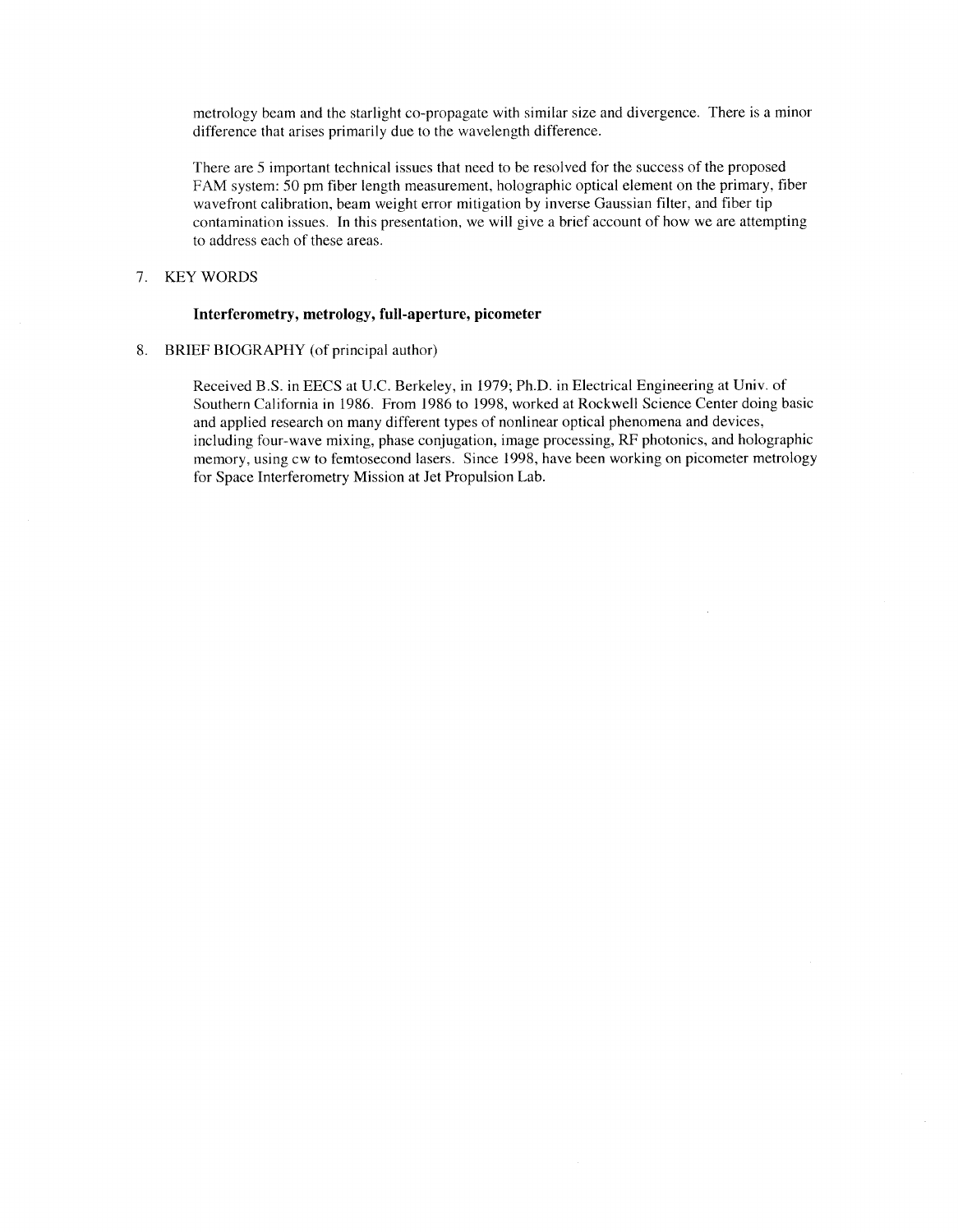metrology beam and the starlight co-propagate with similar size and divergence. There is a minor difference that arises primarily due to the wavelength difference.

There are 5 important technical issues that need to be resolved for the success of the proposed FAM system: 50 pm fiber length measurement, holographic optical element on the primary, fiber wavefront calibration, beam weight error mitigation by inverse Gaussian filter, and fiber tip contamination issues. In this presentation, we will give a brief account of how we are attempting to address each of these areas.

7. KEY WORDS

**Interferometry, metrology, full-aperture, picometer**

8. BRIEF BIOGRAPHY (of principal author)

Received B.S. in EECS at U.C. Berkeley, in 1979; Ph.D. in Electrical Engineering at Univ. of Southern California in 1986. From 1986 to 1998, worked at Rockwell Science Center doing basic and applied research on many different types of nonlinear optical phenomena and devices, including four-wave mixing, phase conjugation, image processing, RF photonics, and holographic memory, using cw to femtosecond lasers. Since 1998, have been working on picometer metrology for Space Interferometry Mission at Jet Propulsion Lab.